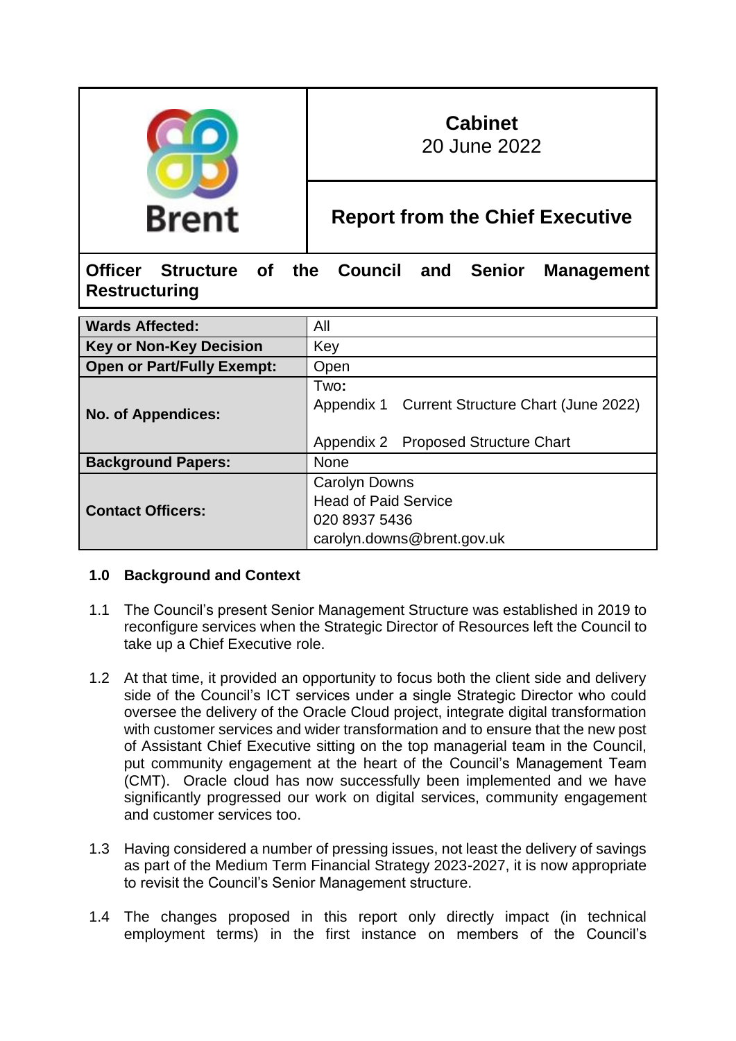| Brent | **Cabinet**<br>20 June 2022 |
| --- | --- |
| | **Report from the Chief Executive** |

# Officer Structure of the Council and Senior Management Restructuring

| **Wards Affected:** | All |
| --- | --- |
| **Key or Non-Key Decision** | Key |
| **Open or Part/Fully Exempt:** | Open |
| **No. of Appendices:** | Two:<br>Appendix 1 Current Structure Chart (June 2022)<br>Appendix 2 Proposed Structure Chart |
| **Background Papers:** | None |
| **Contact Officers:** | Carolyn Downs<br>Head of Paid Service<br>020 8937 5436<br>carolyn.downs@brent.gov.uk |

## 1.0 Background and Context

1.1 The Council's present Senior Management Structure was established in 2019 to reconfigure services when the Strategic Director of Resources left the Council to take up a Chief Executive role.

1.2 At that time, it provided an opportunity to focus both the client side and delivery side of the Council's ICT services under a single Strategic Director who could oversee the delivery of the Oracle Cloud project, integrate digital transformation with customer services and wider transformation and to ensure that the new post of Assistant Chief Executive sitting on the top managerial team in the Council, put community engagement at the heart of the Council's Management Team (CMT). Oracle cloud has now successfully been implemented and we have significantly progressed our work on digital services, community engagement and customer services too.

1.3 Having considered a number of pressing issues, not least the delivery of savings as part of the Medium Term Financial Strategy 2023-2027, it is now appropriate to revisit the Council's Senior Management structure.

1.4 The changes proposed in this report only directly impact (in technical employment terms) in the first instance on members of the Council's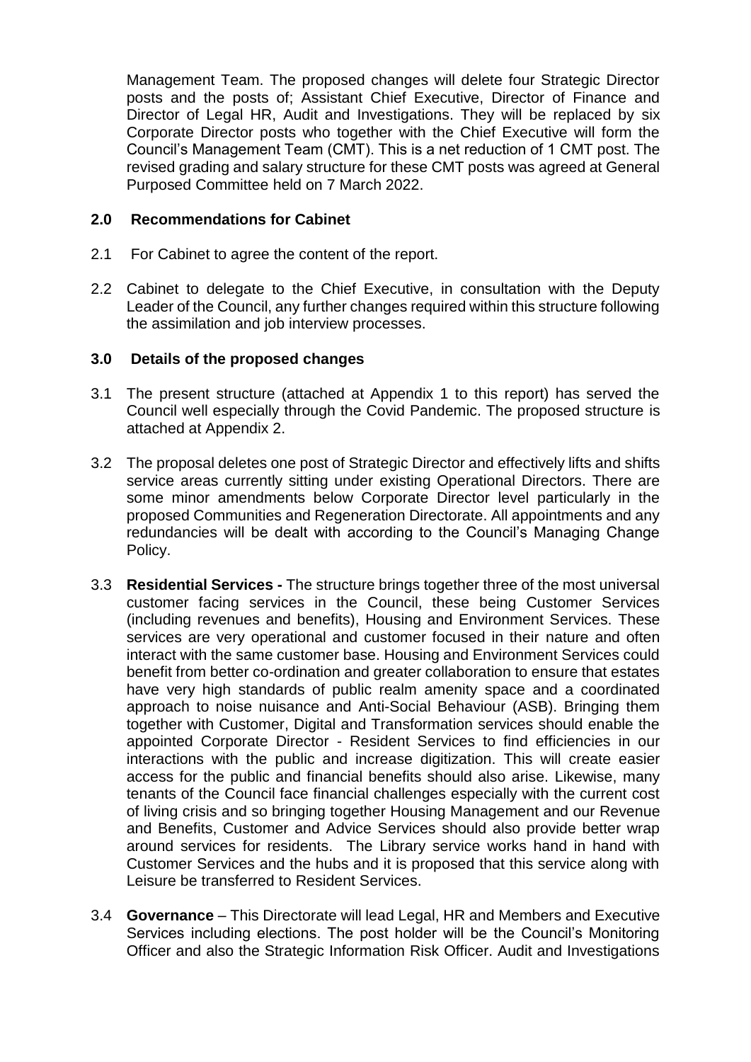Management Team. The proposed changes will delete four Strategic Director posts and the posts of; Assistant Chief Executive, Director of Finance and Director of Legal HR, Audit and Investigations. They will be replaced by six Corporate Director posts who together with the Chief Executive will form the Council's Management Team (CMT). This is a net reduction of 1 CMT post. The revised grading and salary structure for these CMT posts was agreed at General Purposed Committee held on 7 March 2022.

## 2.0 Recommendations for Cabinet

2.1 For Cabinet to agree the content of the report.

2.2 Cabinet to delegate to the Chief Executive, in consultation with the Deputy Leader of the Council, any further changes required within this structure following the assimilation and job interview processes.

## 3.0 Details of the proposed changes

3.1 The present structure (attached at Appendix 1 to this report) has served the Council well especially through the Covid Pandemic. The proposed structure is attached at Appendix 2.

3.2 The proposal deletes one post of Strategic Director and effectively lifts and shifts service areas currently sitting under existing Operational Directors. There are some minor amendments below Corporate Director level particularly in the proposed Communities and Regeneration Directorate. All appointments and any redundancies will be dealt with according to the Council's Managing Change Policy.

3.3 **Residential Services -** The structure brings together three of the most universal customer facing services in the Council, these being Customer Services (including revenues and benefits), Housing and Environment Services. These services are very operational and customer focused in their nature and often interact with the same customer base. Housing and Environment Services could benefit from better co-ordination and greater collaboration to ensure that estates have very high standards of public realm amenity space and a coordinated approach to noise nuisance and Anti-Social Behaviour (ASB). Bringing them together with Customer, Digital and Transformation services should enable the appointed Corporate Director - Resident Services to find efficiencies in our interactions with the public and increase digitization. This will create easier access for the public and financial benefits should also arise. Likewise, many tenants of the Council face financial challenges especially with the current cost of living crisis and so bringing together Housing Management and our Revenue and Benefits, Customer and Advice Services should also provide better wrap around services for residents. The Library service works hand in hand with Customer Services and the hubs and it is proposed that this service along with Leisure be transferred to Resident Services.

3.4 **Governance** – This Directorate will lead Legal, HR and Members and Executive Services including elections. The post holder will be the Council's Monitoring Officer and also the Strategic Information Risk Officer. Audit and Investigations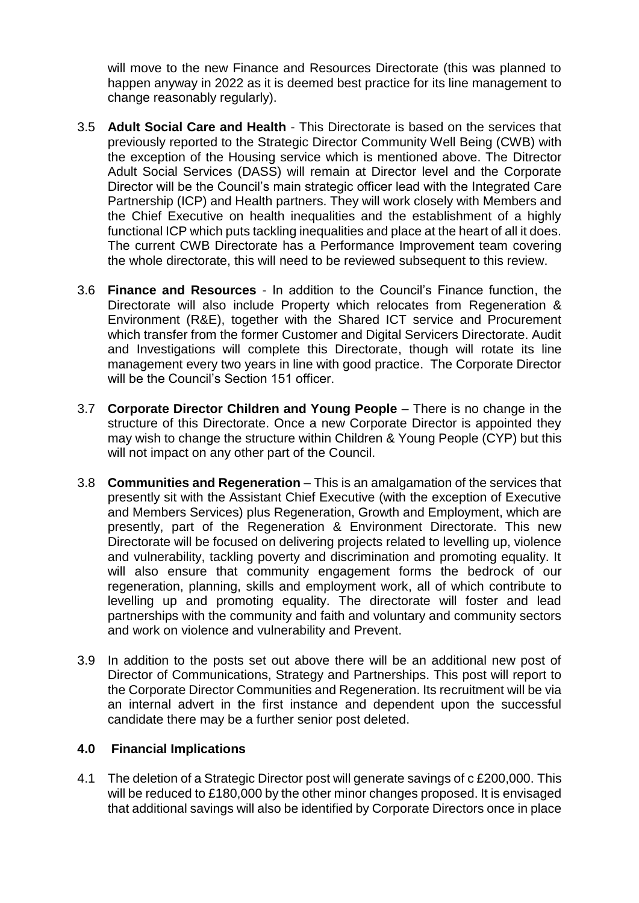will move to the new Finance and Resources Directorate (this was planned to happen anyway in 2022 as it is deemed best practice for its line management to change reasonably regularly).

3.5 **Adult Social Care and Health** - This Directorate is based on the services that previously reported to the Strategic Director Community Well Being (CWB) with the exception of the Housing service which is mentioned above. The Ditrector Adult Social Services (DASS) will remain at Director level and the Corporate Director will be the Council's main strategic officer lead with the Integrated Care Partnership (ICP) and Health partners. They will work closely with Members and the Chief Executive on health inequalities and the establishment of a highly functional ICP which puts tackling inequalities and place at the heart of all it does. The current CWB Directorate has a Performance Improvement team covering the whole directorate, this will need to be reviewed subsequent to this review.

3.6 **Finance and Resources** - In addition to the Council's Finance function, the Directorate will also include Property which relocates from Regeneration & Environment (R&E), together with the Shared ICT service and Procurement which transfer from the former Customer and Digital Servicers Directorate. Audit and Investigations will complete this Directorate, though will rotate its line management every two years in line with good practice. The Corporate Director will be the Council's Section 151 officer.

3.7 **Corporate Director Children and Young People** – There is no change in the structure of this Directorate. Once a new Corporate Director is appointed they may wish to change the structure within Children & Young People (CYP) but this will not impact on any other part of the Council.

3.8 **Communities and Regeneration** – This is an amalgamation of the services that presently sit with the Assistant Chief Executive (with the exception of Executive and Members Services) plus Regeneration, Growth and Employment, which are presently, part of the Regeneration & Environment Directorate. This new Directorate will be focused on delivering projects related to levelling up, violence and vulnerability, tackling poverty and discrimination and promoting equality. It will also ensure that community engagement forms the bedrock of our regeneration, planning, skills and employment work, all of which contribute to levelling up and promoting equality. The directorate will foster and lead partnerships with the community and faith and voluntary and community sectors and work on violence and vulnerability and Prevent.

3.9 In addition to the posts set out above there will be an additional new post of Director of Communications, Strategy and Partnerships. This post will report to the Corporate Director Communities and Regeneration. Its recruitment will be via an internal advert in the first instance and dependent upon the successful candidate there may be a further senior post deleted.

## 4.0 Financial Implications

4.1 The deletion of a Strategic Director post will generate savings of c £200,000. This will be reduced to £180,000 by the other minor changes proposed. It is envisaged that additional savings will also be identified by Corporate Directors once in place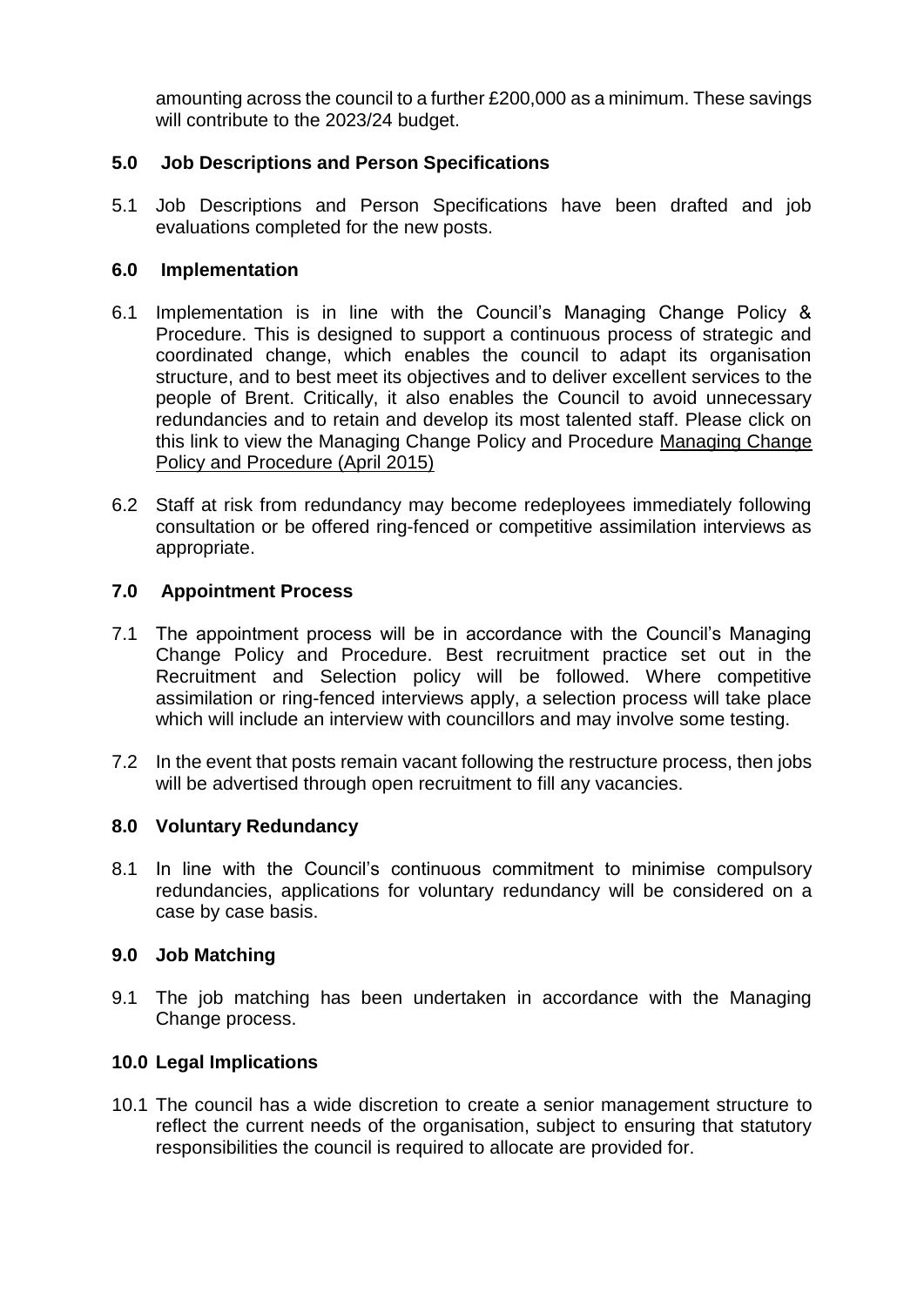amounting across the council to a further £200,000 as a minimum. These savings will contribute to the 2023/24 budget.

## 5.0 Job Descriptions and Person Specifications

5.1 Job Descriptions and Person Specifications have been drafted and job evaluations completed for the new posts.

## 6.0 Implementation

6.1 Implementation is in line with the Council's Managing Change Policy & Procedure. This is designed to support a continuous process of strategic and coordinated change, which enables the council to adapt its organisation structure, and to best meet its objectives and to deliver excellent services to the people of Brent. Critically, it also enables the Council to avoid unnecessary redundancies and to retain and develop its most talented staff. Please click on this link to view the Managing Change Policy and Procedure Managing Change Policy and Procedure (April 2015)

6.2 Staff at risk from redundancy may become redeployees immediately following consultation or be offered ring-fenced or competitive assimilation interviews as appropriate.

## 7.0 Appointment Process

7.1 The appointment process will be in accordance with the Council's Managing Change Policy and Procedure. Best recruitment practice set out in the Recruitment and Selection policy will be followed. Where competitive assimilation or ring-fenced interviews apply, a selection process will take place which will include an interview with councillors and may involve some testing.

7.2 In the event that posts remain vacant following the restructure process, then jobs will be advertised through open recruitment to fill any vacancies.

## 8.0 Voluntary Redundancy

8.1 In line with the Council's continuous commitment to minimise compulsory redundancies, applications for voluntary redundancy will be considered on a case by case basis.

## 9.0 Job Matching

9.1 The job matching has been undertaken in accordance with the Managing Change process.

## 10.0 Legal Implications

10.1 The council has a wide discretion to create a senior management structure to reflect the current needs of the organisation, subject to ensuring that statutory responsibilities the council is required to allocate are provided for.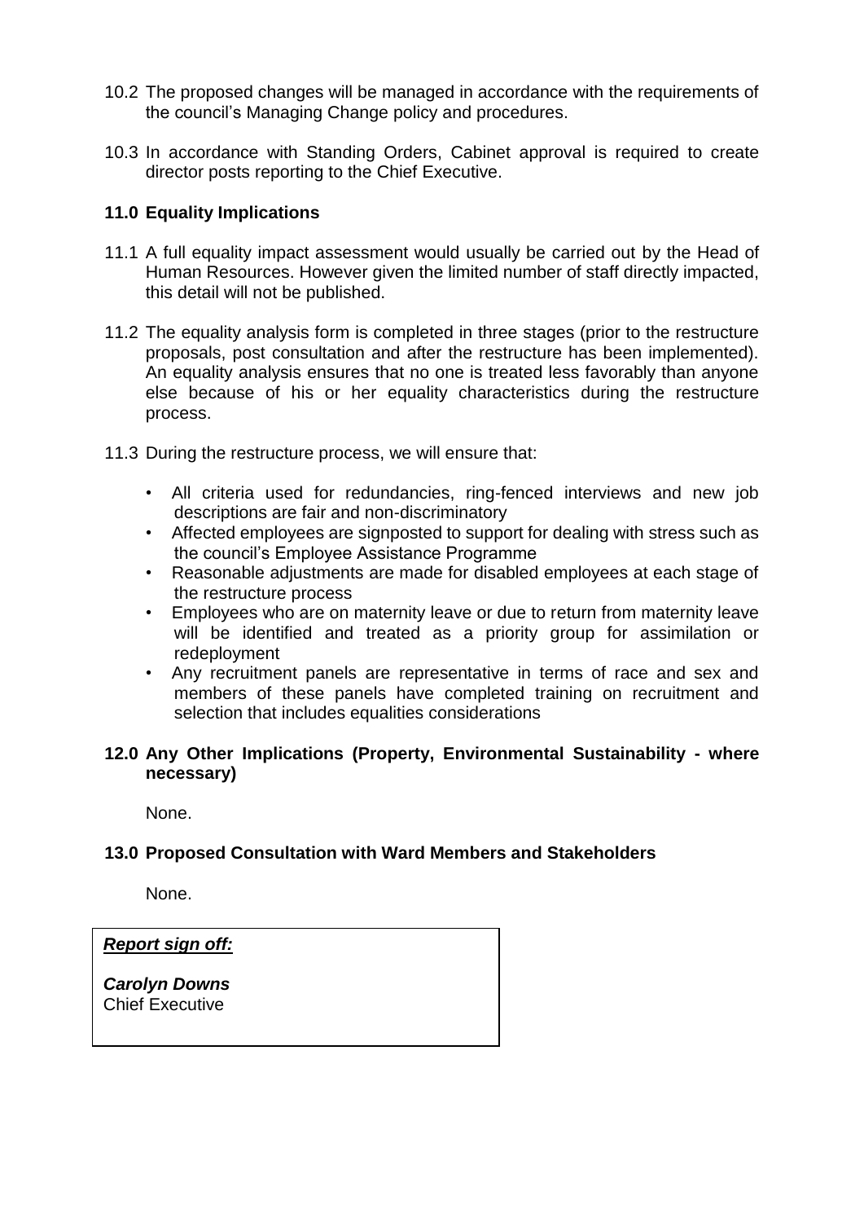10.2 The proposed changes will be managed in accordance with the requirements of the council's Managing Change policy and procedures.

10.3 In accordance with Standing Orders, Cabinet approval is required to create director posts reporting to the Chief Executive.

## 11.0 Equality Implications

11.1 A full equality impact assessment would usually be carried out by the Head of Human Resources. However given the limited number of staff directly impacted, this detail will not be published.

11.2 The equality analysis form is completed in three stages (prior to the restructure proposals, post consultation and after the restructure has been implemented). An equality analysis ensures that no one is treated less favorably than anyone else because of his or her equality characteristics during the restructure process.

11.3 During the restructure process, we will ensure that:

- All criteria used for redundancies, ring-fenced interviews and new job descriptions are fair and non-discriminatory
- Affected employees are signposted to support for dealing with stress such as the council's Employee Assistance Programme
- Reasonable adjustments are made for disabled employees at each stage of the restructure process
- Employees who are on maternity leave or due to return from maternity leave will be identified and treated as a priority group for assimilation or redeployment
- Any recruitment panels are representative in terms of race and sex and members of these panels have completed training on recruitment and selection that includes equalities considerations

## 12.0 Any Other Implications (Property, Environmental Sustainability - where necessary)

None.

## 13.0 Proposed Consultation with Ward Members and Stakeholders

None.

***Report sign off:***

***Carolyn Downs***
Chief Executive